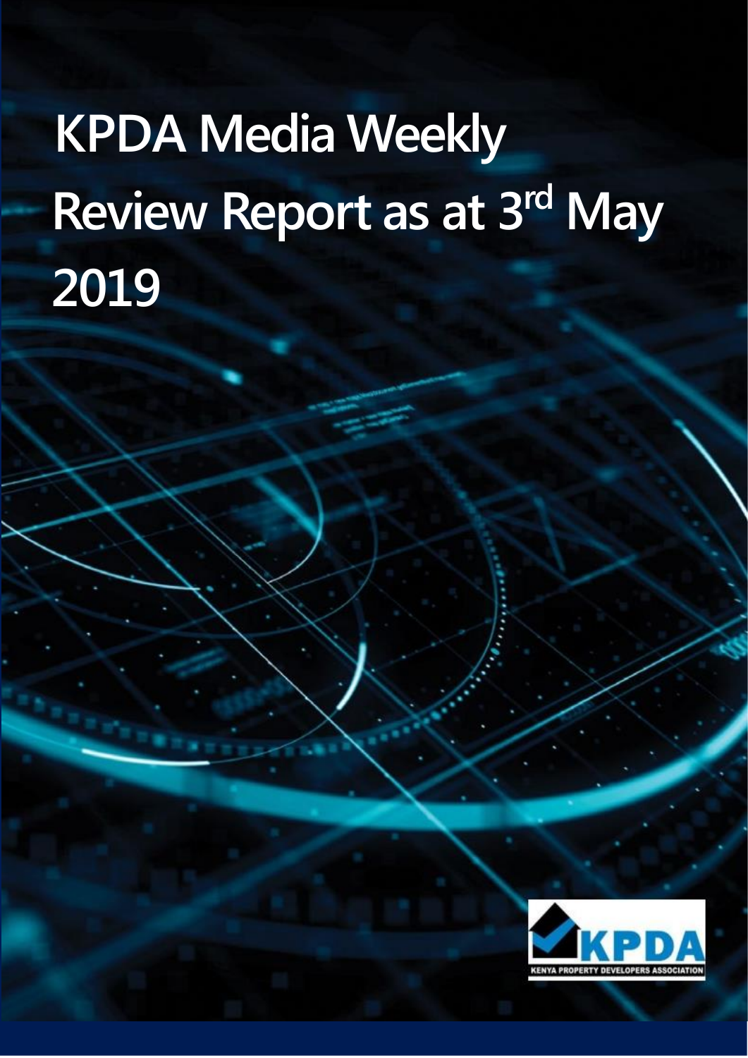# KPDA Media Weekly Review Report as at 3rd May 2019

KPDA

KENYA PROPERTY DEVELOPERS ASSOCIATION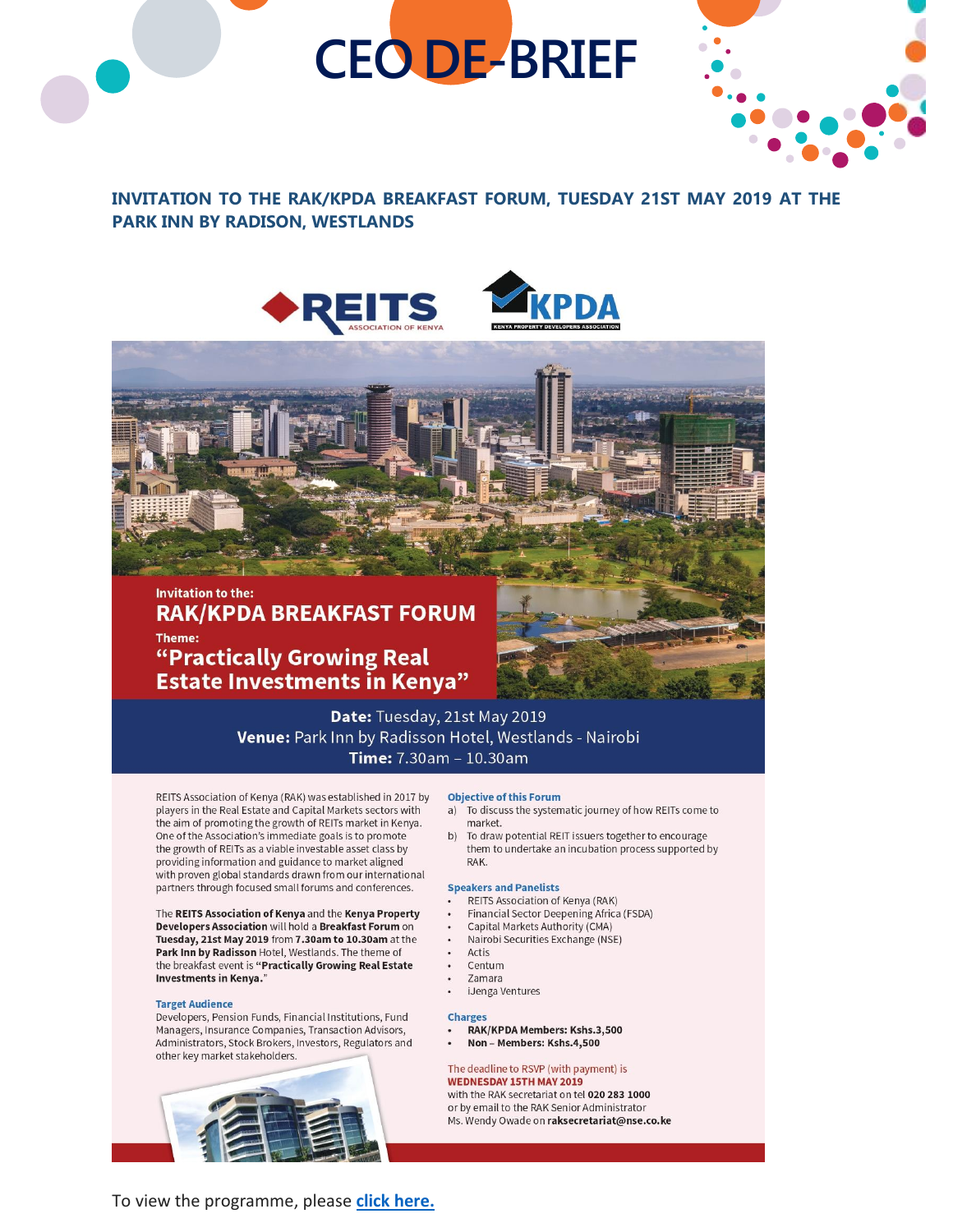# CEO DE-BRIEF

## INVITATION TO THE RAK/KPDA BREAKFAST FORUM, TUESDAY 21ST MAY 2019 AT THE PARK INN BY RADISON, WESTLANDS

REITS ASSOCIATION OF KENYA

KPDA KENYA PROPERTY DEVELOPERS ASSOCIATION

Invitation to the:

**RAK/KPDA BREAKFAST FORUM**

Theme:

**"Practically Growing Real Estate Investments in Kenya"**

**Date:** Tuesday, 21st May 2019
**Venue:** Park Inn by Radisson Hotel, Westlands - Nairobi
**Time:** 7.30am – 10.30am

REITS Association of Kenya (RAK) was established in 2017 by players in the Real Estate and Capital Markets sectors with the aim of promoting the growth of REITs market in Kenya. One of the Association's immediate goals is to promote the growth of REITs as a viable investable asset class by providing information and guidance to market aligned with proven global standards drawn from our international partners through focused small forums and conferences.

The **REITS Association of Kenya** and the **Kenya Property Developers Association** will hold a **Breakfast Forum** on **Tuesday, 21st May 2019** from **7.30am to 10.30am** at the **Park Inn by Radisson** Hotel, Westlands. The theme of the breakfast event is **"Practically Growing Real Estate Investments in Kenya.**"

### Target Audience

Developers, Pension Funds, Financial Institutions, Fund Managers, Insurance Companies, Transaction Advisors, Administrators, Stock Brokers, Investors, Regulators and other key market stakeholders.

### Objective of this Forum

a) To discuss the systematic journey of how REITs come to market.
b) To draw potential REIT issuers together to encourage them to undertake an incubation process supported by RAK.

### Speakers and Panelists

- REITS Association of Kenya (RAK)
- Financial Sector Deepening Africa (FSDA)
- Capital Markets Authority (CMA)
- Nairobi Securities Exchange (NSE)
- Actis
- Centum
- Zamara
- iJenga Ventures

### Charges

- **RAK/KPDA Members: Kshs.3,500**
- **Non – Members: Kshs.4,500**

The deadline to RSVP (with payment) is **WEDNESDAY 15TH MAY 2019** with the RAK secretariat on tel **020 283 1000** or by email to the RAK Senior Administrator Ms. Wendy Owade on **raksecretariat@nse.co.ke**

To view the programme, please **click here.**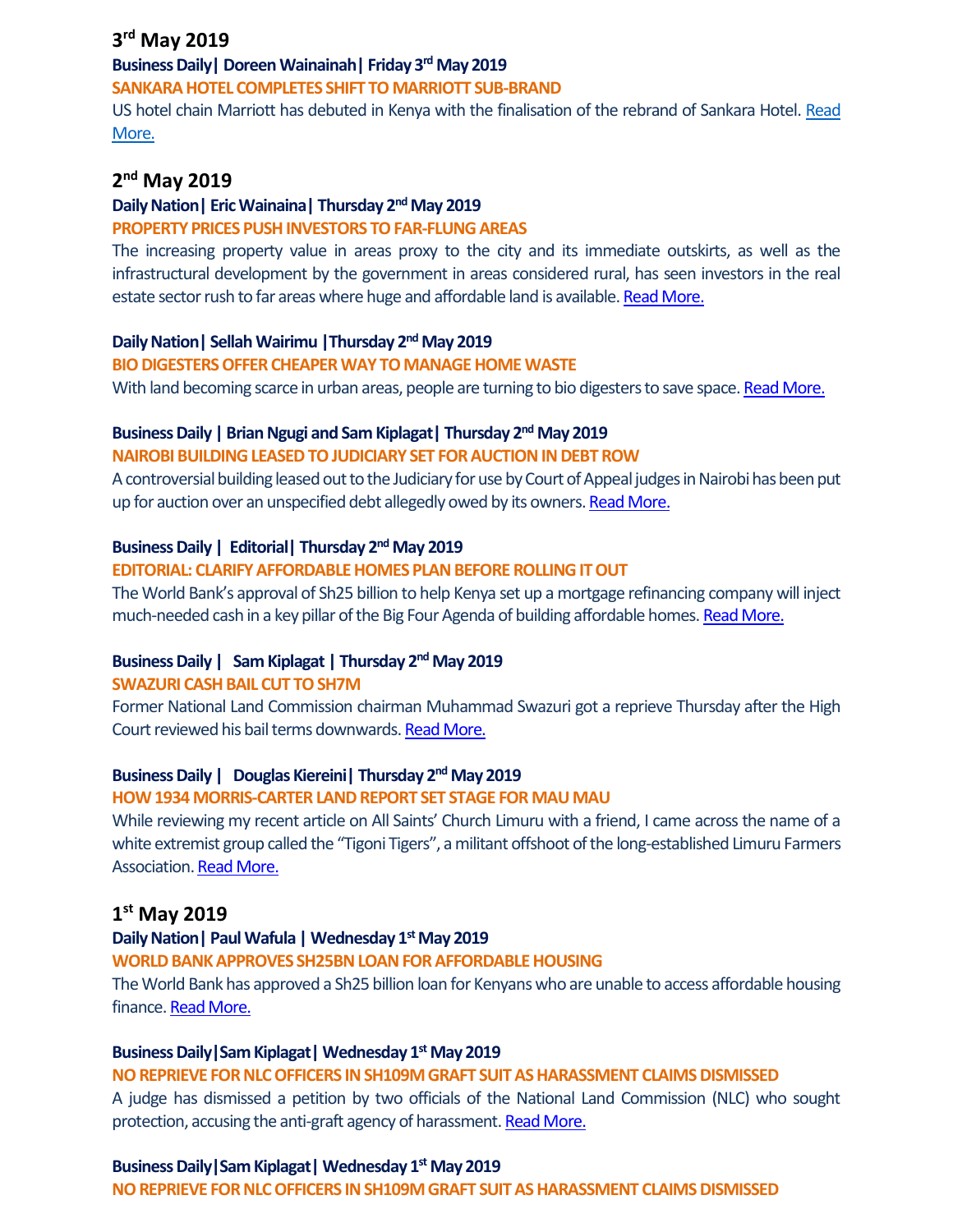## 3rd May 2019

**Business Daily| Doreen Wainainah| Friday 3rd May 2019**

**SANKARA HOTEL COMPLETES SHIFT TO MARRIOTT SUB-BRAND**

US hotel chain Marriott has debuted in Kenya with the finalisation of the rebrand of Sankara Hotel. Read More.

## 2nd May 2019

**Daily Nation| Eric Wainaina| Thursday 2nd May 2019**

**PROPERTY PRICES PUSH INVESTORS TO FAR-FLUNG AREAS**

The increasing property value in areas proxy to the city and its immediate outskirts, as well as the infrastructural development by the government in areas considered rural, has seen investors in the real estate sector rush to far areas where huge and affordable land is available. Read More.

**Daily Nation| Sellah Wairimu |Thursday 2nd May 2019**

**BIO DIGESTERS OFFER CHEAPER WAY TO MANAGE HOME WASTE**

With land becoming scarce in urban areas, people are turning to bio digesters to save space. Read More.

**Business Daily | Brian Ngugi and Sam Kiplagat| Thursday 2nd May 2019**

**NAIROBI BUILDING LEASED TO JUDICIARY SET FOR AUCTION IN DEBT ROW**

A controversial building leased out to the Judiciary for use by Court of Appeal judges in Nairobi has been put up for auction over an unspecified debt allegedly owed by its owners. Read More.

**Business Daily | Editorial| Thursday 2nd May 2019**

**EDITORIAL: CLARIFY AFFORDABLE HOMES PLAN BEFORE ROLLING IT OUT**

The World Bank's approval of Sh25 billion to help Kenya set up a mortgage refinancing company will inject much-needed cash in a key pillar of the Big Four Agenda of building affordable homes. Read More.

**Business Daily | Sam Kiplagat | Thursday 2nd May 2019**

**SWAZURI CASH BAIL CUT TO SH7M**

Former National Land Commission chairman Muhammad Swazuri got a reprieve Thursday after the High Court reviewed his bail terms downwards. Read More.

**Business Daily | Douglas Kiereini| Thursday 2nd May 2019**

**HOW 1934 MORRIS-CARTER LAND REPORT SET STAGE FOR MAU MAU**

While reviewing my recent article on All Saints' Church Limuru with a friend, I came across the name of a white extremist group called the "Tigoni Tigers", a militant offshoot of the long-established Limuru Farmers Association. Read More.

## 1st May 2019

**Daily Nation| Paul Wafula | Wednesday 1st May 2019**

**WORLD BANK APPROVES SH25BN LOAN FOR AFFORDABLE HOUSING**

The World Bank has approved a Sh25 billion loan for Kenyans who are unable to access affordable housing finance. Read More.

**Business Daily|Sam Kiplagat| Wednesday 1st May 2019**

**NO REPRIEVE FOR NLC OFFICERS IN SH109M GRAFT SUIT AS HARASSMENT CLAIMS DISMISSED**

A judge has dismissed a petition by two officials of the National Land Commission (NLC) who sought protection, accusing the anti-graft agency of harassment. Read More.

**Business Daily|Sam Kiplagat| Wednesday 1st May 2019**

**NO REPRIEVE FOR NLC OFFICERS IN SH109M GRAFT SUIT AS HARASSMENT CLAIMS DISMISSED**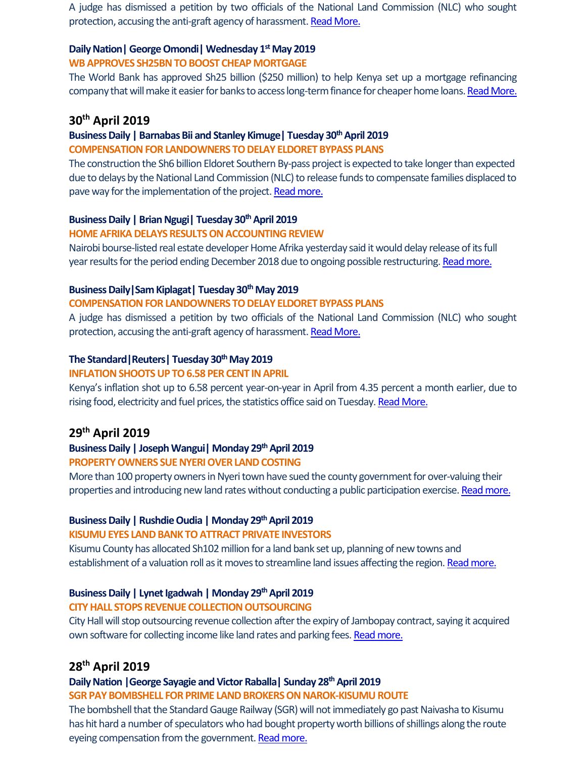A judge has dismissed a petition by two officials of the National Land Commission (NLC) who sought protection, accusing the anti-graft agency of harassment. Read More.

**Daily Nation| George Omondi| Wednesday 1st May 2019**

**WB APPROVES SH25BN TO BOOST CHEAP MORTGAGE**

The World Bank has approved Sh25 billion ($250 million) to help Kenya set up a mortgage refinancing company that will make it easier for banks to access long-term finance for cheaper home loans. Read More.

## 30th April 2019

**Business Daily | Barnabas Bii and Stanley Kimuge| Tuesday 30th April 2019**

**COMPENSATION FOR LANDOWNERS TO DELAY ELDORET BYPASS PLANS**

The construction the Sh6 billion Eldoret Southern By-pass project is expected to take longer than expected due to delays by the National Land Commission (NLC) to release funds to compensate families displaced to pave way for the implementation of the project. Read more.

**Business Daily | Brian Ngugi| Tuesday 30th April 2019**

**HOME AFRIKA DELAYS RESULTS ON ACCOUNTING REVIEW**

Nairobi bourse-listed real estate developer Home Afrika yesterday said it would delay release of its full year results for the period ending December 2018 due to ongoing possible restructuring. Read more.

**Business Daily|Sam Kiplagat| Tuesday 30th May 2019**

**COMPENSATION FOR LANDOWNERS TO DELAY ELDORET BYPASS PLANS**

A judge has dismissed a petition by two officials of the National Land Commission (NLC) who sought protection, accusing the anti-graft agency of harassment. Read More.

**The Standard|Reuters| Tuesday 30th May 2019**

**INFLATION SHOOTS UP TO 6.58 PER CENT IN APRIL**

Kenya's inflation shot up to 6.58 percent year-on-year in April from 4.35 percent a month earlier, due to rising food, electricity and fuel prices, the statistics office said on Tuesday. Read More.

## 29th April 2019

**Business Daily | Joseph Wangui| Monday 29th April 2019**

**PROPERTY OWNERS SUE NYERI OVER LAND COSTING**

More than 100 property owners in Nyeri town have sued the county government for over-valuing their properties and introducing new land rates without conducting a public participation exercise. Read more.

**Business Daily | Rushdie Oudia | Monday 29th April 2019**

**KISUMU EYES LAND BANK TO ATTRACT PRIVATE INVESTORS**

Kisumu County has allocated Sh102 million for a land bank set up, planning of new towns and establishment of a valuation roll as it moves to streamline land issues affecting the region. Read more.

**Business Daily | Lynet Igadwah | Monday 29th April 2019**

**CITY HALL STOPS REVENUE COLLECTION OUTSOURCING**

City Hall will stop outsourcing revenue collection after the expiry of Jambopay contract, saying it acquired own software for collecting income like land rates and parking fees. Read more.

## 28th April 2019

**Daily Nation |George Sayagie and Victor Raballa| Sunday 28th April 2019**

**SGR PAY BOMBSHELL FOR PRIME LAND BROKERS ON NAROK-KISUMU ROUTE**

The bombshell that the Standard Gauge Railway (SGR) will not immediately go past Naivasha to Kisumu has hit hard a number of speculators who had bought property worth billions of shillings along the route eyeing compensation from the government. Read more.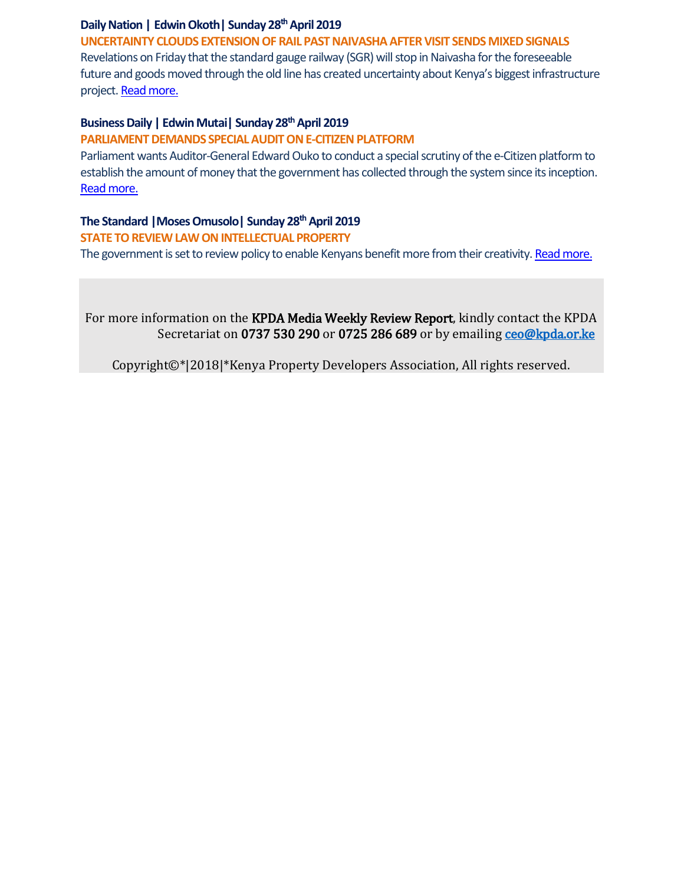**Daily Nation | Edwin Okoth| Sunday 28th April 2019**

**UNCERTAINTY CLOUDS EXTENSION OF RAIL PAST NAIVASHA AFTER VISIT SENDS MIXED SIGNALS**

Revelations on Friday that the standard gauge railway (SGR) will stop in Naivasha for the foreseeable future and goods moved through the old line has created uncertainty about Kenya's biggest infrastructure project. Read more.

**Business Daily | Edwin Mutai| Sunday 28th April 2019**

**PARLIAMENT DEMANDS SPECIAL AUDIT ON E-CITIZEN PLATFORM**

Parliament wants Auditor-General Edward Ouko to conduct a special scrutiny of the e-Citizen platform to establish the amount of money that the government has collected through the system since its inception. Read more.

**The Standard |Moses Omusolo| Sunday 28th April 2019**

**STATE TO REVIEW LAW ON INTELLECTUAL PROPERTY**

The government is set to review policy to enable Kenyans benefit more from their creativity. Read more.

For more information on the **KPDA Media Weekly Review Report**, kindly contact the KPDA Secretariat on **0737 530 290** or **0725 286 689** or by emailing **ceo@kpda.or.ke**

Copyright©*|2018|*Kenya Property Developers Association, All rights reserved.